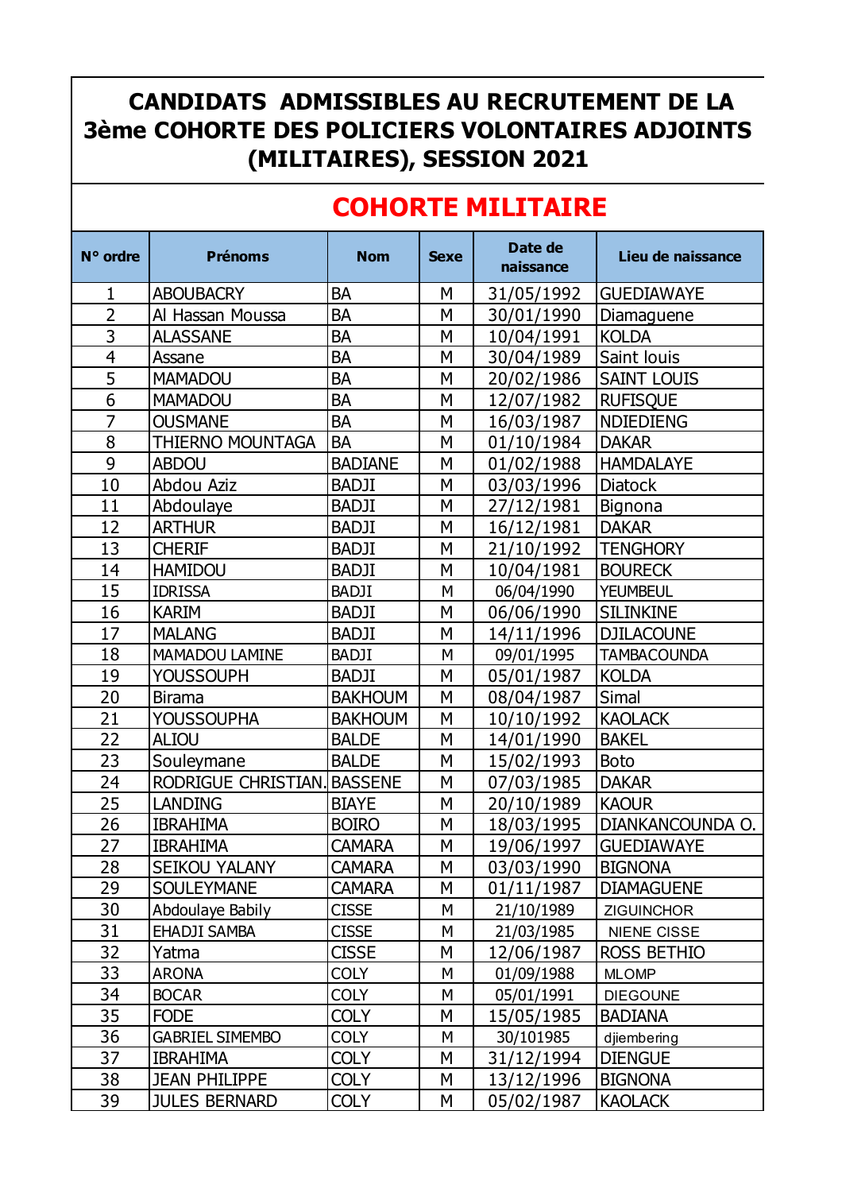# CANDIDATS ADMISSIBLES AU RECRUTEMENT DE LA 3ème COHORTE DES POLICIERS VOLONTAIRES ADJOINTS (MILITAIRES), SESSION 2021

## COHORTE MILITAIRE

| N° ordre | Prénoms | Nom | Sexe | Date de naissance | Lieu de naissance |
|---|---|---|---|---|---|
| 1 | ABOUBACRY | BA | M | 31/05/1992 | GUEDIAWAYE |
| 2 | Al Hassan Moussa | BA | M | 30/01/1990 | Diamaguene |
| 3 | ALASSANE | BA | M | 10/04/1991 | KOLDA |
| 4 | Assane | BA | M | 30/04/1989 | Saint louis |
| 5 | MAMADOU | BA | M | 20/02/1986 | SAINT LOUIS |
| 6 | MAMADOU | BA | M | 12/07/1982 | RUFISQUE |
| 7 | OUSMANE | BA | M | 16/03/1987 | NDIEDIENG |
| 8 | THIERNO MOUNTAGA | BA | M | 01/10/1984 | DAKAR |
| 9 | ABDOU | BADIANE | M | 01/02/1988 | HAMDALAYE |
| 10 | Abdou Aziz | BADJI | M | 03/03/1996 | Diatock |
| 11 | Abdoulaye | BADJI | M | 27/12/1981 | Bignona |
| 12 | ARTHUR | BADJI | M | 16/12/1981 | DAKAR |
| 13 | CHERIF | BADJI | M | 21/10/1992 | TENGHORY |
| 14 | HAMIDOU | BADJI | M | 10/04/1981 | BOURECK |
| 15 | IDRISSA | BADJI | M | 06/04/1990 | YEUMBEUL |
| 16 | KARIM | BADJI | M | 06/06/1990 | SILINKINE |
| 17 | MALANG | BADJI | M | 14/11/1996 | DJILACOUNE |
| 18 | MAMADOU LAMINE | BADJI | M | 09/01/1995 | TAMBACOUNDA |
| 19 | YOUSSOUPH | BADJI | M | 05/01/1987 | KOLDA |
| 20 | Birama | BAKHOUM | M | 08/04/1987 | Simal |
| 21 | YOUSSOUPHA | BAKHOUM | M | 10/10/1992 | KAOLACK |
| 22 | ALIOU | BALDE | M | 14/01/1990 | BAKEL |
| 23 | Souleymane | BALDE | M | 15/02/1993 | Boto |
| 24 | RODRIGUE CHRISTIAN. | BASSENE | M | 07/03/1985 | DAKAR |
| 25 | LANDING | BIAYE | M | 20/10/1989 | KAOUR |
| 26 | IBRAHIMA | BOIRO | M | 18/03/1995 | DIANKANCOUNDA O. |
| 27 | IBRAHIMA | CAMARA | M | 19/06/1997 | GUEDIAWAYE |
| 28 | SEIKOU YALANY | CAMARA | M | 03/03/1990 | BIGNONA |
| 29 | SOULEYMANE | CAMARA | M | 01/11/1987 | DIAMAGUENE |
| 30 | Abdoulaye Babily | CISSE | M | 21/10/1989 | ZIGUINCHOR |
| 31 | EHADJI SAMBA | CISSE | M | 21/03/1985 | NIENE CISSE |
| 32 | Yatma | CISSE | M | 12/06/1987 | ROSS BETHIO |
| 33 | ARONA | COLY | M | 01/09/1988 | MLOMP |
| 34 | BOCAR | COLY | M | 05/01/1991 | DIEGOUNE |
| 35 | FODE | COLY | M | 15/05/1985 | BADIANA |
| 36 | GABRIEL SIMEMBO | COLY | M | 30/101985 | djiembering |
| 37 | IBRAHIMA | COLY | M | 31/12/1994 | DIENGUE |
| 38 | JEAN PHILIPPE | COLY | M | 13/12/1996 | BIGNONA |
| 39 | JULES BERNARD | COLY | M | 05/02/1987 | KAOLACK |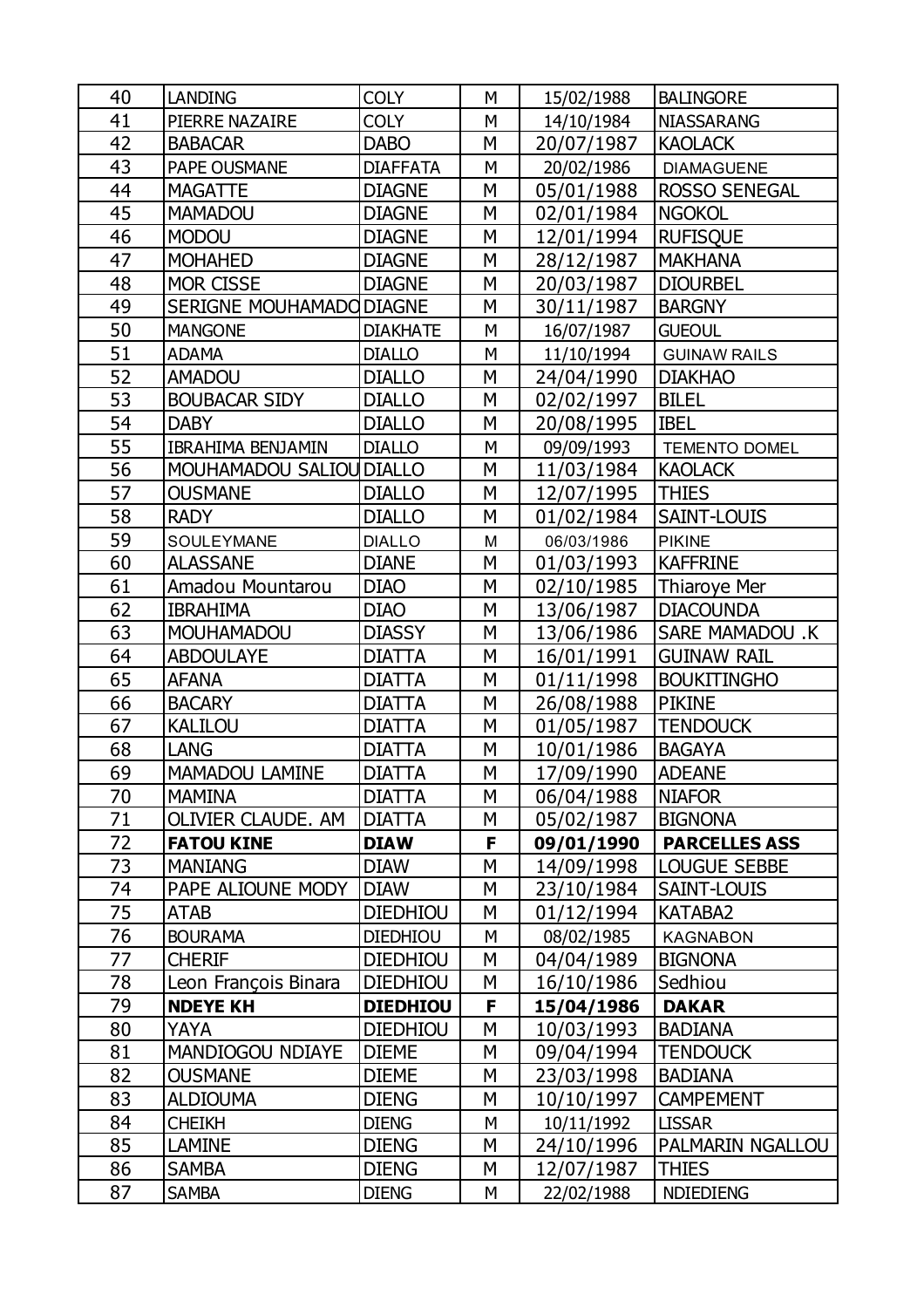| 40 | LANDING | COLY | M | 15/02/1988 | BALINGORE |
|---|---|---|---|---|---|
| 41 | PIERRE NAZAIRE | COLY | M | 14/10/1984 | NIASSARANG |
| 42 | BABACAR | DABO | M | 20/07/1987 | KAOLACK |
| 43 | PAPE OUSMANE | DIAFFATA | M | 20/02/1986 | DIAMAGUENE |
| 44 | MAGATTE | DIAGNE | M | 05/01/1988 | ROSSO SENEGAL |
| 45 | MAMADOU | DIAGNE | M | 02/01/1984 | NGOKOL |
| 46 | MODOU | DIAGNE | M | 12/01/1994 | RUFISQUE |
| 47 | MOHAHED | DIAGNE | M | 28/12/1987 | MAKHANA |
| 48 | MOR CISSE | DIAGNE | M | 20/03/1987 | DIOURBEL |
| 49 | SERIGNE MOUHAMADO | DIAGNE | M | 30/11/1987 | BARGNY |
| 50 | MANGONE | DIAKHATE | M | 16/07/1987 | GUEOUL |
| 51 | ADAMA | DIALLO | M | 11/10/1994 | GUINAW RAILS |
| 52 | AMADOU | DIALLO | M | 24/04/1990 | DIAKHAO |
| 53 | BOUBACAR SIDY | DIALLO | M | 02/02/1997 | BILEL |
| 54 | DABY | DIALLO | M | 20/08/1995 | IBEL |
| 55 | IBRAHIMA BENJAMIN | DIALLO | M | 09/09/1993 | TEMENTO DOMEL |
| 56 | MOUHAMADOU SALIOU | DIALLO | M | 11/03/1984 | KAOLACK |
| 57 | OUSMANE | DIALLO | M | 12/07/1995 | THIES |
| 58 | RADY | DIALLO | M | 01/02/1984 | SAINT-LOUIS |
| 59 | SOULEYMANE | DIALLO | M | 06/03/1986 | PIKINE |
| 60 | ALASSANE | DIANE | M | 01/03/1993 | KAFFRINE |
| 61 | Amadou Mountarou | DIAO | M | 02/10/1985 | Thiaroye Mer |
| 62 | IBRAHIMA | DIAO | M | 13/06/1987 | DIACOUNDA |
| 63 | MOUHAMADOU | DIASSY | M | 13/06/1986 | SARE MAMADOU .K |
| 64 | ABDOULAYE | DIATTA | M | 16/01/1991 | GUINAW RAIL |
| 65 | AFANA | DIATTA | M | 01/11/1998 | BOUKITINGHO |
| 66 | BACARY | DIATTA | M | 26/08/1988 | PIKINE |
| 67 | KALILOU | DIATTA | M | 01/05/1987 | TENDOUCK |
| 68 | LANG | DIATTA | M | 10/01/1986 | BAGAYA |
| 69 | MAMADOU LAMINE | DIATTA | M | 17/09/1990 | ADEANE |
| 70 | MAMINA | DIATTA | M | 06/04/1988 | NIAFOR |
| 71 | OLIVIER CLAUDE. AM | DIATTA | M | 05/02/1987 | BIGNONA |
| **72** | **FATOU KINE** | **DIAW** | **F** | **09/01/1990** | **PARCELLES ASS** |
| 73 | MANIANG | DIAW | M | 14/09/1998 | LOUGUE SEBBE |
| 74 | PAPE ALIOUNE MODY | DIAW | M | 23/10/1984 | SAINT-LOUIS |
| 75 | ATAB | DIEDHIOU | M | 01/12/1994 | KATABA2 |
| 76 | BOURAMA | DIEDHIOU | M | 08/02/1985 | KAGNABON |
| 77 | CHERIF | DIEDHIOU | M | 04/04/1989 | BIGNONA |
| 78 | Leon François Binara | DIEDHIOU | M | 16/10/1986 | Sedhiou |
| **79** | **NDEYE KH** | **DIEDHIOU** | **F** | **15/04/1986** | **DAKAR** |
| 80 | YAYA | DIEDHIOU | M | 10/03/1993 | BADIANA |
| 81 | MANDIOGOU NDIAYE | DIEME | M | 09/04/1994 | TENDOUCK |
| 82 | OUSMANE | DIEME | M | 23/03/1998 | BADIANA |
| 83 | ALDIOUMA | DIENG | M | 10/10/1997 | CAMPEMENT |
| 84 | CHEIKH | DIENG | M | 10/11/1992 | LISSAR |
| 85 | LAMINE | DIENG | M | 24/10/1996 | PALMARIN NGALLOU |
| 86 | SAMBA | DIENG | M | 12/07/1987 | THIES |
| 87 | SAMBA | DIENG | M | 22/02/1988 | NDIEDIENG |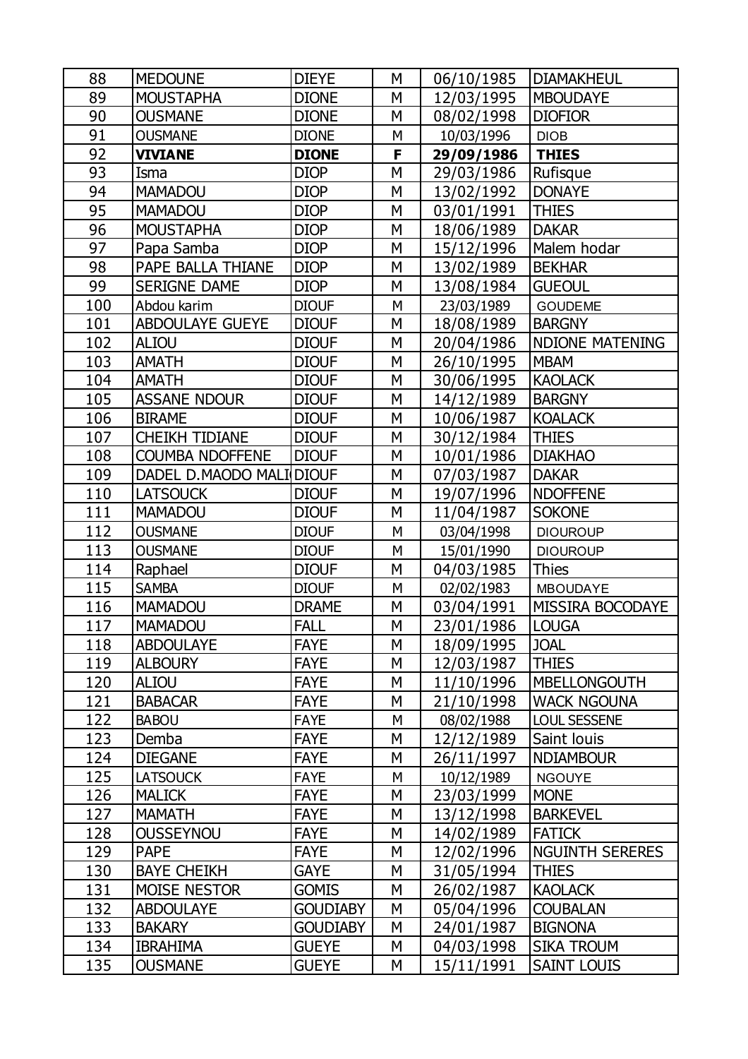| 88 | MEDOUNE | DIEYE | M | 06/10/1985 | DIAMAKHEUL |
|---|---|---|---|---|---|
| 89 | MOUSTAPHA | DIONE | M | 12/03/1995 | MBOUDAYE |
| 90 | OUSMANE | DIONE | M | 08/02/1998 | DIOFIOR |
| 91 | OUSMANE | DIONE | M | 10/03/1996 | DIOB |
| 92 | **VIVIANE** | **DIONE** | **F** | **29/09/1986** | **THIES** |
| 93 | Isma | DIOP | M | 29/03/1986 | Rufisque |
| 94 | MAMADOU | DIOP | M | 13/02/1992 | DONAYE |
| 95 | MAMADOU | DIOP | M | 03/01/1991 | THIES |
| 96 | MOUSTAPHA | DIOP | M | 18/06/1989 | DAKAR |
| 97 | Papa Samba | DIOP | M | 15/12/1996 | Malem hodar |
| 98 | PAPE BALLA THIANE | DIOP | M | 13/02/1989 | BEKHAR |
| 99 | SERIGNE DAME | DIOP | M | 13/08/1984 | GUEOUL |
| 100 | Abdou karim | DIOUF | M | 23/03/1989 | GOUDEME |
| 101 | ABDOULAYE GUEYE | DIOUF | M | 18/08/1989 | BARGNY |
| 102 | ALIOU | DIOUF | M | 20/04/1986 | NDIONE MATENING |
| 103 | AMATH | DIOUF | M | 26/10/1995 | MBAM |
| 104 | AMATH | DIOUF | M | 30/06/1995 | KAOLACK |
| 105 | ASSANE NDOUR | DIOUF | M | 14/12/1989 | BARGNY |
| 106 | BIRAME | DIOUF | M | 10/06/1987 | KOALACK |
| 107 | CHEIKH TIDIANE | DIOUF | M | 30/12/1984 | THIES |
| 108 | COUMBA NDOFFENE | DIOUF | M | 10/01/1986 | DIAKHAO |
| 109 | DADEL D.MAODO MALI | DIOUF | M | 07/03/1987 | DAKAR |
| 110 | LATSOUCK | DIOUF | M | 19/07/1996 | NDOFFENE |
| 111 | MAMADOU | DIOUF | M | 11/04/1987 | SOKONE |
| 112 | OUSMANE | DIOUF | M | 03/04/1998 | DIOUROUP |
| 113 | OUSMANE | DIOUF | M | 15/01/1990 | DIOUROUP |
| 114 | Raphael | DIOUF | M | 04/03/1985 | Thies |
| 115 | SAMBA | DIOUF | M | 02/02/1983 | MBOUDAYE |
| 116 | MAMADOU | DRAME | M | 03/04/1991 | MISSIRA BOCODAYE |
| 117 | MAMADOU | FALL | M | 23/01/1986 | LOUGA |
| 118 | ABDOULAYE | FAYE | M | 18/09/1995 | JOAL |
| 119 | ALBOURY | FAYE | M | 12/03/1987 | THIES |
| 120 | ALIOU | FAYE | M | 11/10/1996 | MBELLONGOUTH |
| 121 | BABACAR | FAYE | M | 21/10/1998 | WACK NGOUNA |
| 122 | BABOU | FAYE | M | 08/02/1988 | LOUL SESSENE |
| 123 | Demba | FAYE | M | 12/12/1989 | Saint louis |
| 124 | DIEGANE | FAYE | M | 26/11/1997 | NDIAMBOUR |
| 125 | LATSOUCK | FAYE | M | 10/12/1989 | NGOUYE |
| 126 | MALICK | FAYE | M | 23/03/1999 | MONE |
| 127 | MAMATH | FAYE | M | 13/12/1998 | BARKEVEL |
| 128 | OUSSEYNOU | FAYE | M | 14/02/1989 | FATICK |
| 129 | PAPE | FAYE | M | 12/02/1996 | NGUINTH SERERES |
| 130 | BAYE CHEIKH | GAYE | M | 31/05/1994 | THIES |
| 131 | MOISE NESTOR | GOMIS | M | 26/02/1987 | KAOLACK |
| 132 | ABDOULAYE | GOUDIABY | M | 05/04/1996 | COUBALAN |
| 133 | BAKARY | GOUDIABY | M | 24/01/1987 | BIGNONA |
| 134 | IBRAHIMA | GUEYE | M | 04/03/1998 | SIKA TROUM |
| 135 | OUSMANE | GUEYE | M | 15/11/1991 | SAINT LOUIS |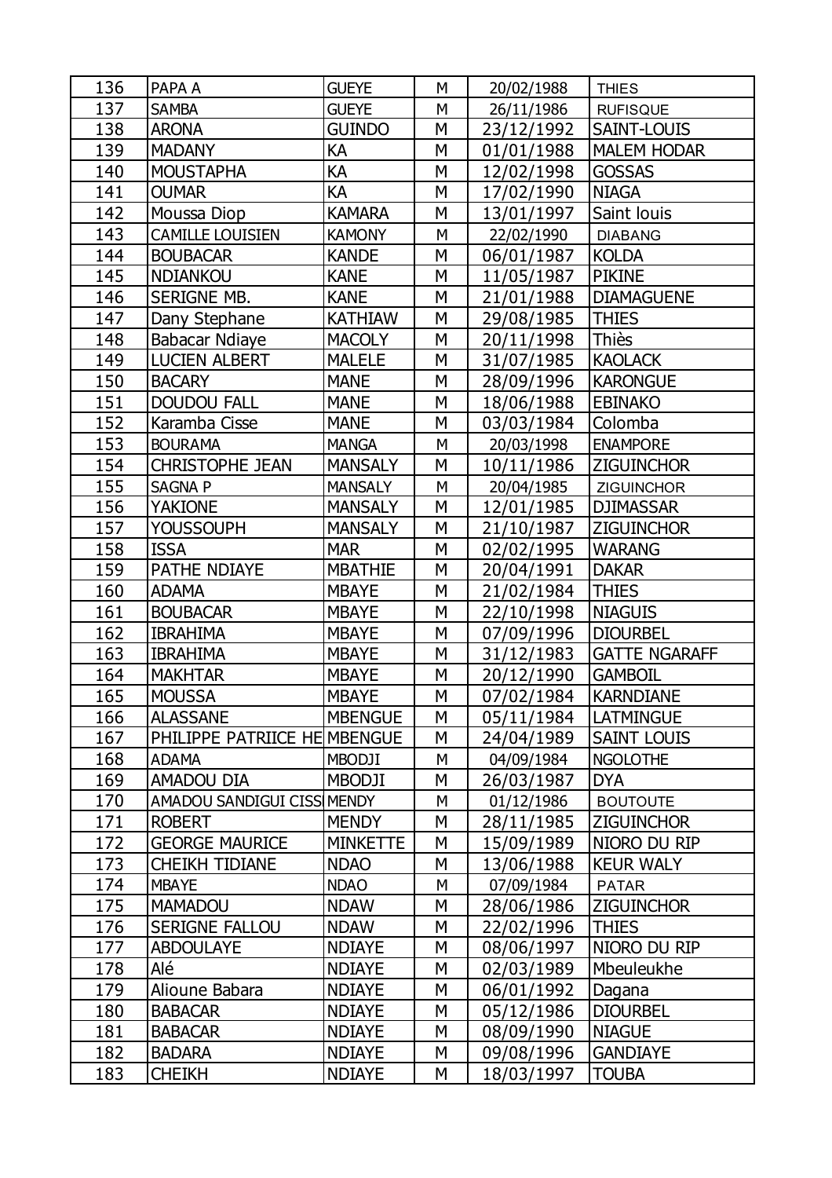| 136 | PAPA A | GUEYE | M | 20/02/1988 | THIES |
|---|---|---|---|---|---|
| 137 | SAMBA | GUEYE | M | 26/11/1986 | RUFISQUE |
| 138 | ARONA | GUINDO | M | 23/12/1992 | SAINT-LOUIS |
| 139 | MADANY | KA | M | 01/01/1988 | MALEM HODAR |
| 140 | MOUSTAPHA | KA | M | 12/02/1998 | GOSSAS |
| 141 | OUMAR | KA | M | 17/02/1990 | NIAGA |
| 142 | Moussa Diop | KAMARA | M | 13/01/1997 | Saint louis |
| 143 | CAMILLE LOUISIEN | KAMONY | M | 22/02/1990 | DIABANG |
| 144 | BOUBACAR | KANDE | M | 06/01/1987 | KOLDA |
| 145 | NDIANKOU | KANE | M | 11/05/1987 | PIKINE |
| 146 | SERIGNE MB. | KANE | M | 21/01/1988 | DIAMAGUENE |
| 147 | Dany Stephane | KATHIAW | M | 29/08/1985 | THIES |
| 148 | Babacar Ndiaye | MACOLY | M | 20/11/1998 | Thiès |
| 149 | LUCIEN ALBERT | MALELE | M | 31/07/1985 | KAOLACK |
| 150 | BACARY | MANE | M | 28/09/1996 | KARONGUE |
| 151 | DOUDOU FALL | MANE | M | 18/06/1988 | EBINAKO |
| 152 | Karamba Cisse | MANE | M | 03/03/1984 | Colomba |
| 153 | BOURAMA | MANGA | M | 20/03/1998 | ENAMPORE |
| 154 | CHRISTOPHE JEAN | MANSALY | M | 10/11/1986 | ZIGUINCHOR |
| 155 | SAGNA P | MANSALY | M | 20/04/1985 | ZIGUINCHOR |
| 156 | YAKIONE | MANSALY | M | 12/01/1985 | DJIMASSAR |
| 157 | YOUSSOUPH | MANSALY | M | 21/10/1987 | ZIGUINCHOR |
| 158 | ISSA | MAR | M | 02/02/1995 | WARANG |
| 159 | PATHE NDIAYE | MBATHIE | M | 20/04/1991 | DAKAR |
| 160 | ADAMA | MBAYE | M | 21/02/1984 | THIES |
| 161 | BOUBACAR | MBAYE | M | 22/10/1998 | NIAGUIS |
| 162 | IBRAHIMA | MBAYE | M | 07/09/1996 | DIOURBEL |
| 163 | IBRAHIMA | MBAYE | M | 31/12/1983 | GATTE NGARAFF |
| 164 | MAKHTAR | MBAYE | M | 20/12/1990 | GAMBOIL |
| 165 | MOUSSA | MBAYE | M | 07/02/1984 | KARNDIANE |
| 166 | ALASSANE | MBENGUE | M | 05/11/1984 | LATMINGUE |
| 167 | PHILIPPE PATRIICE HE | MBENGUE | M | 24/04/1989 | SAINT LOUIS |
| 168 | ADAMA | MBODJI | M | 04/09/1984 | NGOLOTHE |
| 169 | AMADOU DIA | MBODJI | M | 26/03/1987 | DYA |
| 170 | AMADOU SANDIGUI CISS | MENDY | M | 01/12/1986 | BOUTOUTE |
| 171 | ROBERT | MENDY | M | 28/11/1985 | ZIGUINCHOR |
| 172 | GEORGE MAURICE | MINKETTE | M | 15/09/1989 | NIORO DU RIP |
| 173 | CHEIKH TIDIANE | NDAO | M | 13/06/1988 | KEUR WALY |
| 174 | MBAYE | NDAO | M | 07/09/1984 | PATAR |
| 175 | MAMADOU | NDAW | M | 28/06/1986 | ZIGUINCHOR |
| 176 | SERIGNE FALLOU | NDAW | M | 22/02/1996 | THIES |
| 177 | ABDOULAYE | NDIAYE | M | 08/06/1997 | NIORO DU RIP |
| 178 | Alé | NDIAYE | M | 02/03/1989 | Mbeuleukhe |
| 179 | Alioune Babara | NDIAYE | M | 06/01/1992 | Dagana |
| 180 | BABACAR | NDIAYE | M | 05/12/1986 | DIOURBEL |
| 181 | BABACAR | NDIAYE | M | 08/09/1990 | NIAGUE |
| 182 | BADARA | NDIAYE | M | 09/08/1996 | GANDIAYE |
| 183 | CHEIKH | NDIAYE | M | 18/03/1997 | TOUBA |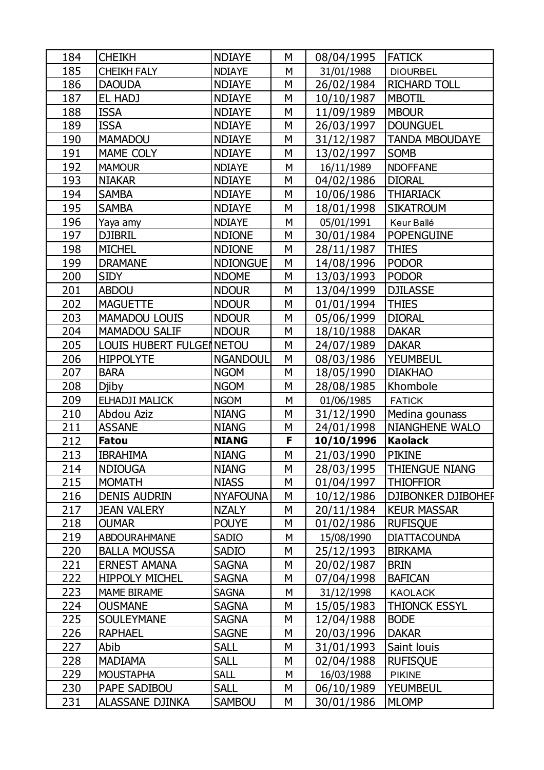| 184 | CHEIKH | NDIAYE | M | 08/04/1995 | FATICK |
|---|---|---|---|---|---|
| 185 | CHEIKH FALY | NDIAYE | M | 31/01/1988 | DIOURBEL |
| 186 | DAOUDA | NDIAYE | M | 26/02/1984 | RICHARD TOLL |
| 187 | EL HADJ | NDIAYE | M | 10/10/1987 | MBOTIL |
| 188 | ISSA | NDIAYE | M | 11/09/1989 | MBOUR |
| 189 | ISSA | NDIAYE | M | 26/03/1997 | DOUNGUEL |
| 190 | MAMADOU | NDIAYE | M | 31/12/1987 | TANDA MBOUDAYE |
| 191 | MAME COLY | NDIAYE | M | 13/02/1997 | SOMB |
| 192 | MAMOUR | NDIAYE | M | 16/11/1989 | NDOFFANE |
| 193 | NIAKAR | NDIAYE | M | 04/02/1986 | DIORAL |
| 194 | SAMBA | NDIAYE | M | 10/06/1986 | THIARIACK |
| 195 | SAMBA | NDIAYE | M | 18/01/1998 | SIKATROUM |
| 196 | Yaya amy | NDIAYE | M | 05/01/1991 | Keur Ballé |
| 197 | DJIBRIL | NDIONE | M | 30/01/1984 | POPENGUINE |
| 198 | MICHEL | NDIONE | M | 28/11/1987 | THIES |
| 199 | DRAMANE | NDIONGUE | M | 14/08/1996 | PODOR |
| 200 | SIDY | NDOME | M | 13/03/1993 | PODOR |
| 201 | ABDOU | NDOUR | M | 13/04/1999 | DJILASSE |
| 202 | MAGUETTE | NDOUR | M | 01/01/1994 | THIES |
| 203 | MAMADOU LOUIS | NDOUR | M | 05/06/1999 | DIORAL |
| 204 | MAMADOU SALIF | NDOUR | M | 18/10/1988 | DAKAR |
| 205 | LOUIS HUBERT FULGEN | NETOU | M | 24/07/1989 | DAKAR |
| 206 | HIPPOLYTE | NGANDOUL | M | 08/03/1986 | YEUMBEUL |
| 207 | BARA | NGOM | M | 18/05/1990 | DIAKHAO |
| 208 | Djiby | NGOM | M | 28/08/1985 | Khombole |
| 209 | ELHADJI MALICK | NGOM | M | 01/06/1985 | FATICK |
| 210 | Abdou Aziz | NIANG | M | 31/12/1990 | Medina gounass |
| 211 | ASSANE | NIANG | M | 24/01/1998 | NIANGHENE WALO |
| 212 | **Fatou** | **NIANG** | **F** | **10/10/1996** | **Kaolack** |
| 213 | IBRAHIMA | NIANG | M | 21/03/1990 | PIKINE |
| 214 | NDIOUGA | NIANG | M | 28/03/1995 | THIENGUE NIANG |
| 215 | MOMATH | NIASS | M | 01/04/1997 | THIOFFIOR |
| 216 | DENIS AUDRIN | NYAFOUNA | M | 10/12/1986 | DJIBONKER DJIBOHER |
| 217 | JEAN VALERY | NZALY | M | 20/11/1984 | KEUR MASSAR |
| 218 | OUMAR | POUYE | M | 01/02/1986 | RUFISQUE |
| 219 | ABDOURAHMANE | SADIO | M | 15/08/1990 | DIATTACOUNDA |
| 220 | BALLA MOUSSA | SADIO | M | 25/12/1993 | BIRKAMA |
| 221 | ERNEST AMANA | SAGNA | M | 20/02/1987 | BRIN |
| 222 | HIPPOLY MICHEL | SAGNA | M | 07/04/1998 | BAFICAN |
| 223 | MAME BIRAME | SAGNA | M | 31/12/1998 | KAOLACK |
| 224 | OUSMANE | SAGNA | M | 15/05/1983 | THIONCK ESSYL |
| 225 | SOULEYMANE | SAGNA | M | 12/04/1988 | BODE |
| 226 | RAPHAEL | SAGNE | M | 20/03/1996 | DAKAR |
| 227 | Abib | SALL | M | 31/01/1993 | Saint louis |
| 228 | MADIAMA | SALL | M | 02/04/1988 | RUFISQUE |
| 229 | MOUSTAPHA | SALL | M | 16/03/1988 | PIKINE |
| 230 | PAPE SADIBOU | SALL | M | 06/10/1989 | YEUMBEUL |
| 231 | ALASSANE DJINKA | SAMBOU | M | 30/01/1986 | MLOMP |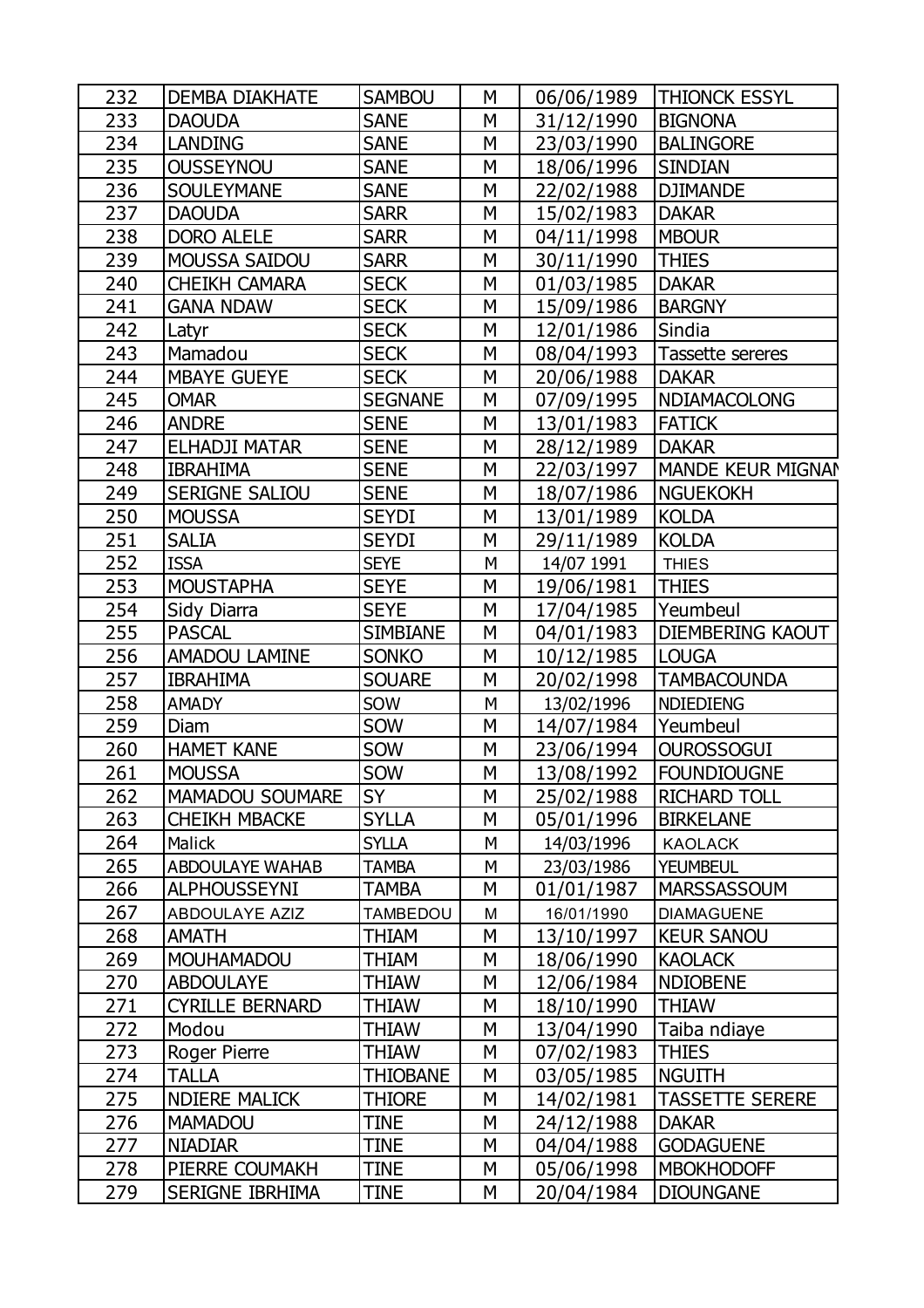| 232 | DEMBA DIAKHATE | SAMBOU | M | 06/06/1989 | THIONCK ESSYL |
|---|---|---|---|---|---|
| 233 | DAOUDA | SANE | M | 31/12/1990 | BIGNONA |
| 234 | LANDING | SANE | M | 23/03/1990 | BALINGORE |
| 235 | OUSSEYNOU | SANE | M | 18/06/1996 | SINDIAN |
| 236 | SOULEYMANE | SANE | M | 22/02/1988 | DJIMANDE |
| 237 | DAOUDA | SARR | M | 15/02/1983 | DAKAR |
| 238 | DORO ALELE | SARR | M | 04/11/1998 | MBOUR |
| 239 | MOUSSA SAIDOU | SARR | M | 30/11/1990 | THIES |
| 240 | CHEIKH CAMARA | SECK | M | 01/03/1985 | DAKAR |
| 241 | GANA NDAW | SECK | M | 15/09/1986 | BARGNY |
| 242 | Latyr | SECK | M | 12/01/1986 | Sindia |
| 243 | Mamadou | SECK | M | 08/04/1993 | Tassette sereres |
| 244 | MBAYE GUEYE | SECK | M | 20/06/1988 | DAKAR |
| 245 | OMAR | SEGNANE | M | 07/09/1995 | NDIAMACOLONG |
| 246 | ANDRE | SENE | M | 13/01/1983 | FATICK |
| 247 | ELHADJI MATAR | SENE | M | 28/12/1989 | DAKAR |
| 248 | IBRAHIMA | SENE | M | 22/03/1997 | MANDE KEUR MIGNAN |
| 249 | SERIGNE SALIOU | SENE | M | 18/07/1986 | NGUEKOKH |
| 250 | MOUSSA | SEYDI | M | 13/01/1989 | KOLDA |
| 251 | SALIA | SEYDI | M | 29/11/1989 | KOLDA |
| 252 | ISSA | SEYE | M | 14/07 1991 | THIES |
| 253 | MOUSTAPHA | SEYE | M | 19/06/1981 | THIES |
| 254 | Sidy Diarra | SEYE | M | 17/04/1985 | Yeumbeul |
| 255 | PASCAL | SIMBIANE | M | 04/01/1983 | DIEMBERING KAOUT |
| 256 | AMADOU LAMINE | SONKO | M | 10/12/1985 | LOUGA |
| 257 | IBRAHIMA | SOUARE | M | 20/02/1998 | TAMBACOUNDA |
| 258 | AMADY | SOW | M | 13/02/1996 | NDIEDIENG |
| 259 | Diam | SOW | M | 14/07/1984 | Yeumbeul |
| 260 | HAMET KANE | SOW | M | 23/06/1994 | OUROSSOGUI |
| 261 | MOUSSA | SOW | M | 13/08/1992 | FOUNDIOUGNE |
| 262 | MAMADOU SOUMARE | SY | M | 25/02/1988 | RICHARD TOLL |
| 263 | CHEIKH MBACKE | SYLLA | M | 05/01/1996 | BIRKELANE |
| 264 | Malick | SYLLA | M | 14/03/1996 | KAOLACK |
| 265 | ABDOULAYE WAHAB | TAMBA | M | 23/03/1986 | YEUMBEUL |
| 266 | ALPHOUSSEYNI | TAMBA | M | 01/01/1987 | MARSSASSOUM |
| 267 | ABDOULAYE AZIZ | TAMBEDOU | M | 16/01/1990 | DIAMAGUENE |
| 268 | AMATH | THIAM | M | 13/10/1997 | KEUR SANOU |
| 269 | MOUHAMADOU | THIAM | M | 18/06/1990 | KAOLACK |
| 270 | ABDOULAYE | THIAW | M | 12/06/1984 | NDIOBENE |
| 271 | CYRILLE BERNARD | THIAW | M | 18/10/1990 | THIAW |
| 272 | Modou | THIAW | M | 13/04/1990 | Taiba ndiaye |
| 273 | Roger Pierre | THIAW | M | 07/02/1983 | THIES |
| 274 | TALLA | THIOBANE | M | 03/05/1985 | NGUITH |
| 275 | NDIERE MALICK | THIORE | M | 14/02/1981 | TASSETTE SERERE |
| 276 | MAMADOU | TINE | M | 24/12/1988 | DAKAR |
| 277 | NIADIAR | TINE | M | 04/04/1988 | GODAGUENE |
| 278 | PIERRE COUMAKH | TINE | M | 05/06/1998 | MBOKHODOFF |
| 279 | SERIGNE IBRHIMA | TINE | M | 20/04/1984 | DIOUNGANE |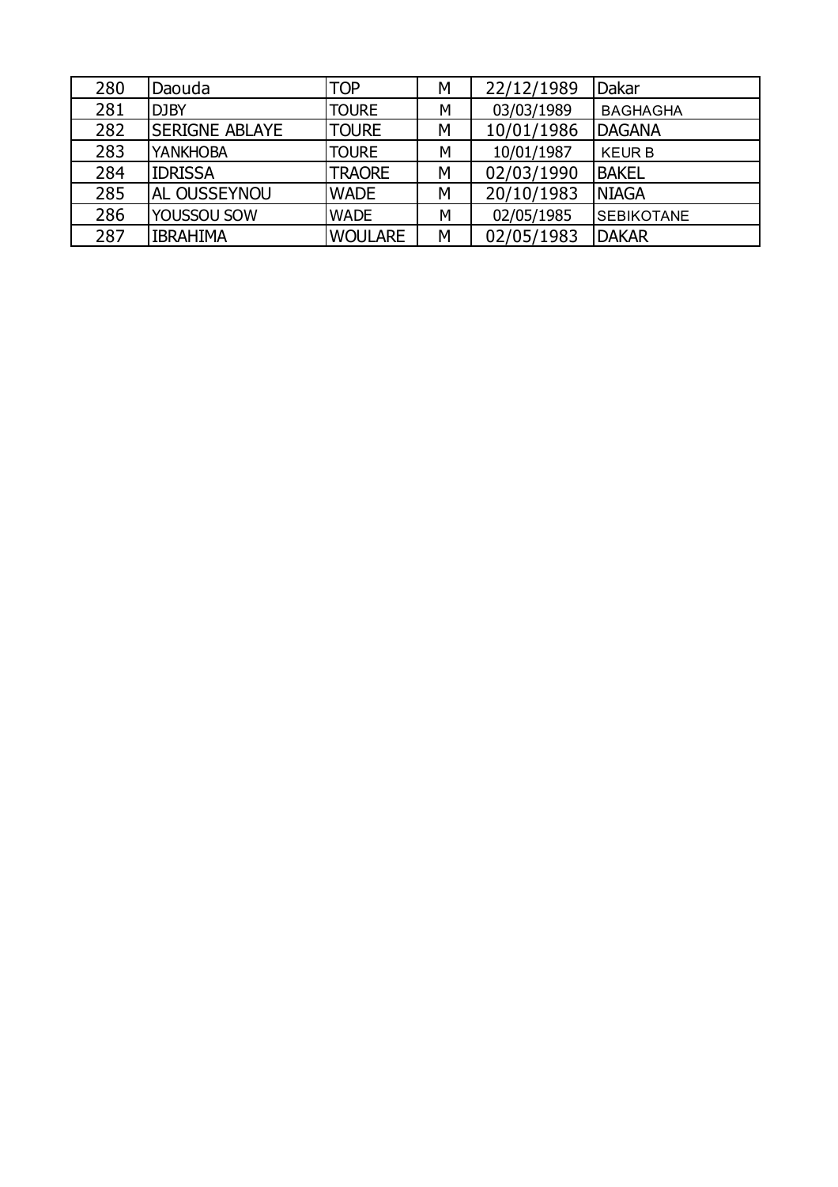| | | | | | |
|---|---|---|---|---|---|
| 280 | Daouda | TOP | M | 22/12/1989 | Dakar |
| 281 | DJBY | TOURE | M | 03/03/1989 | BAGHAGHA |
| 282 | SERIGNE ABLAYE | TOURE | M | 10/01/1986 | DAGANA |
| 283 | YANKHOBA | TOURE | M | 10/01/1987 | KEUR B |
| 284 | IDRISSA | TRAORE | M | 02/03/1990 | BAKEL |
| 285 | AL OUSSEYNOU | WADE | M | 20/10/1983 | NIAGA |
| 286 | YOUSSOU SOW | WADE | M | 02/05/1985 | SEBIKOTANE |
| 287 | IBRAHIMA | WOULARE | M | 02/05/1983 | DAKAR |